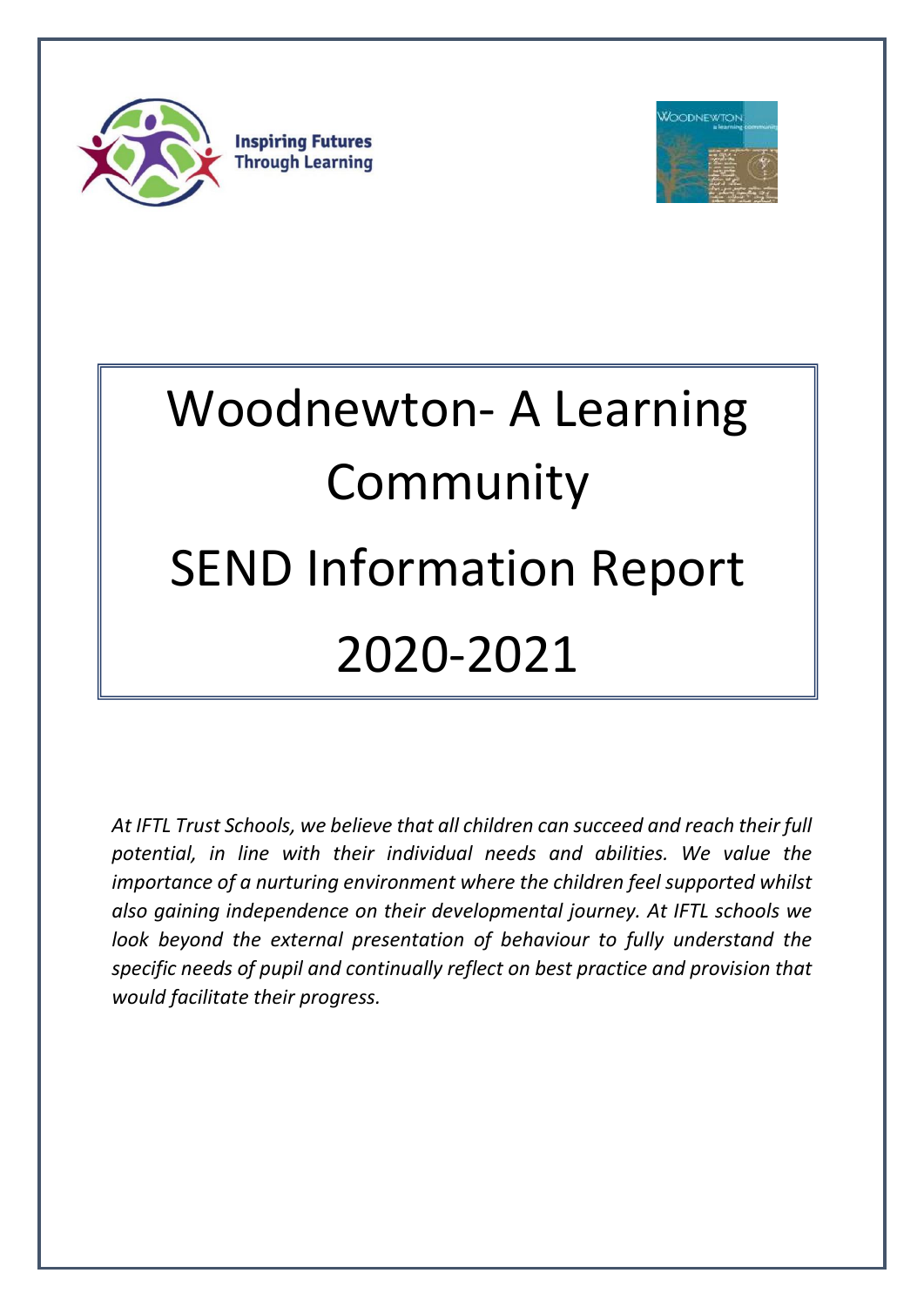Inspiring Futures Through Learning

# Woodnewton- A Learning Community

# SEND Information Report

# 2020-2021

*At IFTL Trust Schools, we believe that all children can succeed and reach their full potential, in line with their individual needs and abilities. We value the importance of a nurturing environment where the children feel supported whilst also gaining independence on their developmental journey. At IFTL schools we look beyond the external presentation of behaviour to fully understand the specific needs of pupil and continually reflect on best practice and provision that would facilitate their progress.*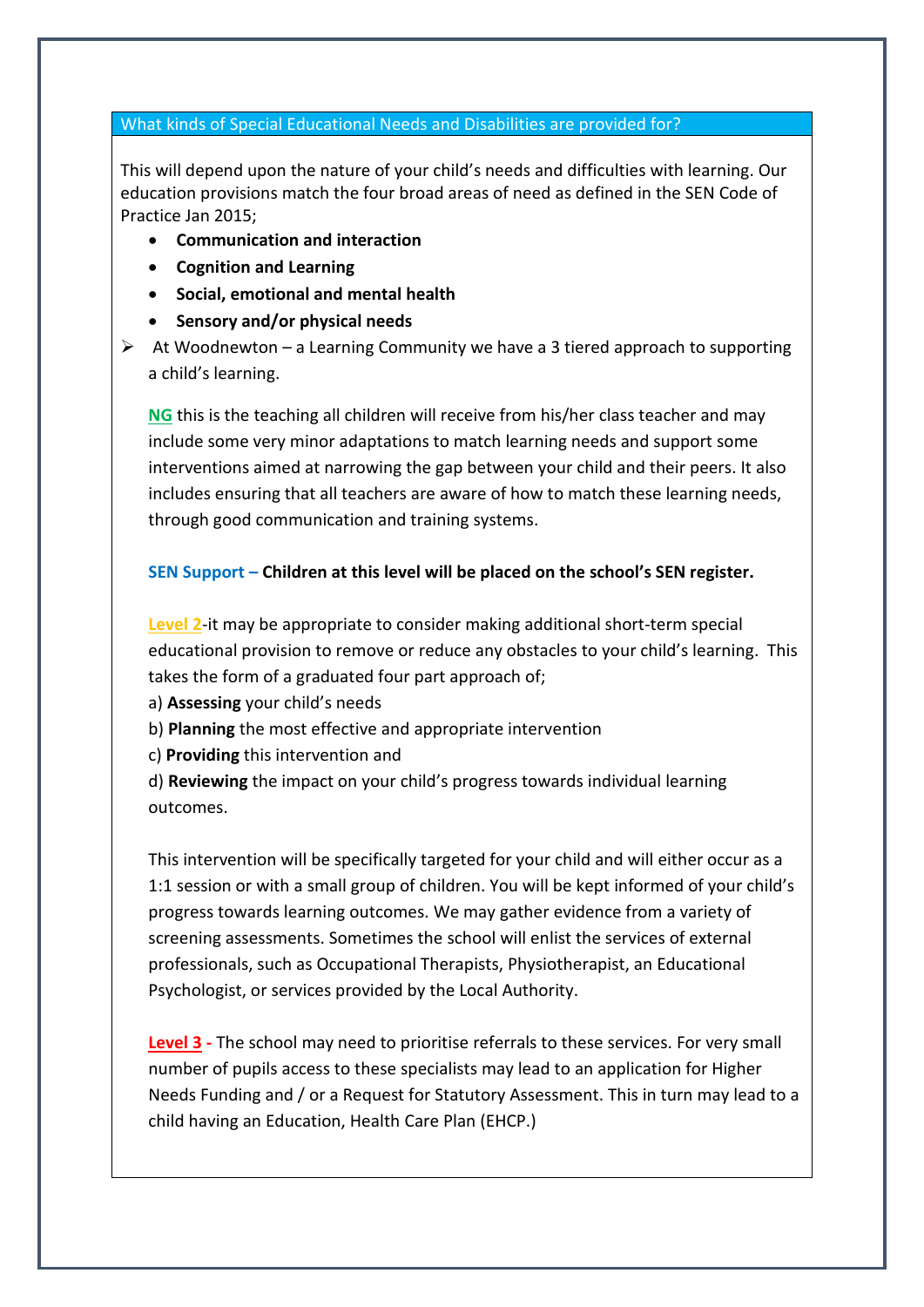## What kinds of Special Educational Needs and Disabilities are provided for?

This will depend upon the nature of your child's needs and difficulties with learning. Our education provisions match the four broad areas of need as defined in the SEN Code of Practice Jan 2015;

- **Communication and interaction**
- **Cognition and Learning**
- **Social, emotional and mental health**
- **Sensory and/or physical needs**

➢ At Woodnewton – a Learning Community we have a 3 tiered approach to supporting a child's learning.

**NG** this is the teaching all children will receive from his/her class teacher and may include some very minor adaptations to match learning needs and support some interventions aimed at narrowing the gap between your child and their peers. It also includes ensuring that all teachers are aware of how to match these learning needs, through good communication and training systems.

**SEN Support – Children at this level will be placed on the school's SEN register.**

Level 2-it may be appropriate to consider making additional short-term special educational provision to remove or reduce any obstacles to your child's learning. This takes the form of a graduated four part approach of;

a) **Assessing** your child's needs
b) **Planning** the most effective and appropriate intervention
c) **Providing** this intervention and
d) **Reviewing** the impact on your child's progress towards individual learning outcomes.

This intervention will be specifically targeted for your child and will either occur as a 1:1 session or with a small group of children. You will be kept informed of your child's progress towards learning outcomes. We may gather evidence from a variety of screening assessments. Sometimes the school will enlist the services of external professionals, such as Occupational Therapists, Physiotherapist, an Educational Psychologist, or services provided by the Local Authority.

**Level 3 -** The school may need to prioritise referrals to these services. For very small number of pupils access to these specialists may lead to an application for Higher Needs Funding and / or a Request for Statutory Assessment. This in turn may lead to a child having an Education, Health Care Plan (EHCP.)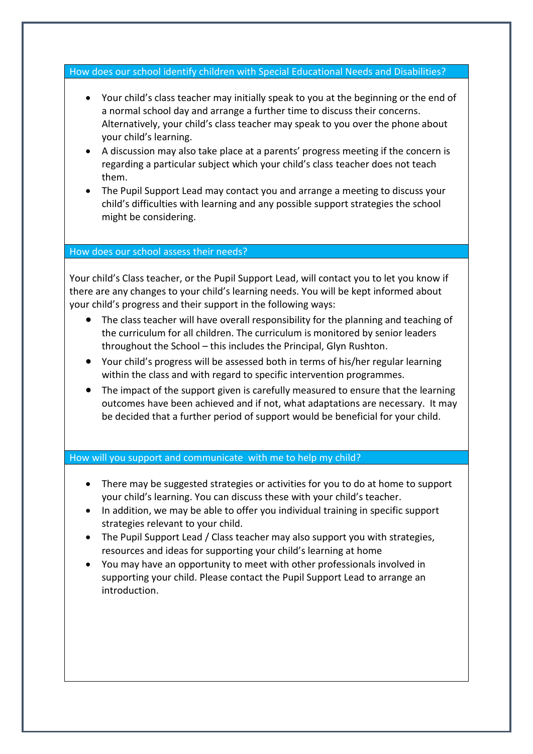## How does our school identify children with Special Educational Needs and Disabilities?

- Your child's class teacher may initially speak to you at the beginning or the end of a normal school day and arrange a further time to discuss their concerns. Alternatively, your child's class teacher may speak to you over the phone about your child's learning.
- A discussion may also take place at a parents' progress meeting if the concern is regarding a particular subject which your child's class teacher does not teach them.
- The Pupil Support Lead may contact you and arrange a meeting to discuss your child's difficulties with learning and any possible support strategies the school might be considering.

## How does our school assess their needs?

Your child's Class teacher, or the Pupil Support Lead, will contact you to let you know if there are any changes to your child's learning needs. You will be kept informed about your child's progress and their support in the following ways:

- The class teacher will have overall responsibility for the planning and teaching of the curriculum for all children. The curriculum is monitored by senior leaders throughout the School – this includes the Principal, Glyn Rushton.
- Your child's progress will be assessed both in terms of his/her regular learning within the class and with regard to specific intervention programmes.
- The impact of the support given is carefully measured to ensure that the learning outcomes have been achieved and if not, what adaptations are necessary. It may be decided that a further period of support would be beneficial for your child.

## How will you support and communicate with me to help my child?

- There may be suggested strategies or activities for you to do at home to support your child's learning. You can discuss these with your child's teacher.
- In addition, we may be able to offer you individual training in specific support strategies relevant to your child.
- The Pupil Support Lead / Class teacher may also support you with strategies, resources and ideas for supporting your child's learning at home
- You may have an opportunity to meet with other professionals involved in supporting your child. Please contact the Pupil Support Lead to arrange an introduction.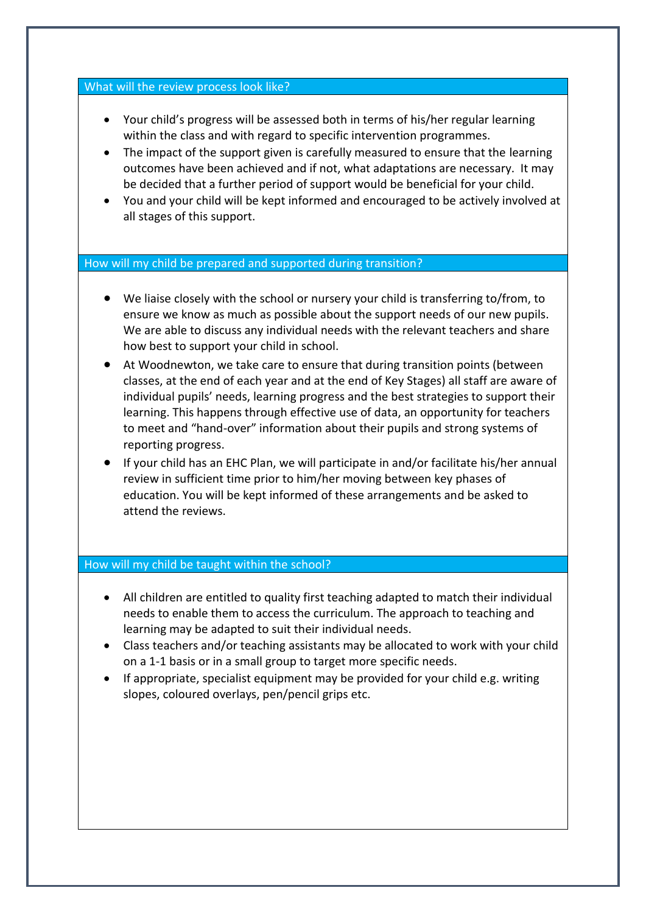## What will the review process look like?

- Your child's progress will be assessed both in terms of his/her regular learning within the class and with regard to specific intervention programmes.
- The impact of the support given is carefully measured to ensure that the learning outcomes have been achieved and if not, what adaptations are necessary. It may be decided that a further period of support would be beneficial for your child.
- You and your child will be kept informed and encouraged to be actively involved at all stages of this support.

## How will my child be prepared and supported during transition?

- We liaise closely with the school or nursery your child is transferring to/from, to ensure we know as much as possible about the support needs of our new pupils. We are able to discuss any individual needs with the relevant teachers and share how best to support your child in school.
- At Woodnewton, we take care to ensure that during transition points (between classes, at the end of each year and at the end of Key Stages) all staff are aware of individual pupils' needs, learning progress and the best strategies to support their learning. This happens through effective use of data, an opportunity for teachers to meet and "hand-over" information about their pupils and strong systems of reporting progress.
- If your child has an EHC Plan, we will participate in and/or facilitate his/her annual review in sufficient time prior to him/her moving between key phases of education. You will be kept informed of these arrangements and be asked to attend the reviews.

## How will my child be taught within the school?

- All children are entitled to quality first teaching adapted to match their individual needs to enable them to access the curriculum. The approach to teaching and learning may be adapted to suit their individual needs.
- Class teachers and/or teaching assistants may be allocated to work with your child on a 1-1 basis or in a small group to target more specific needs.
- If appropriate, specialist equipment may be provided for your child e.g. writing slopes, coloured overlays, pen/pencil grips etc.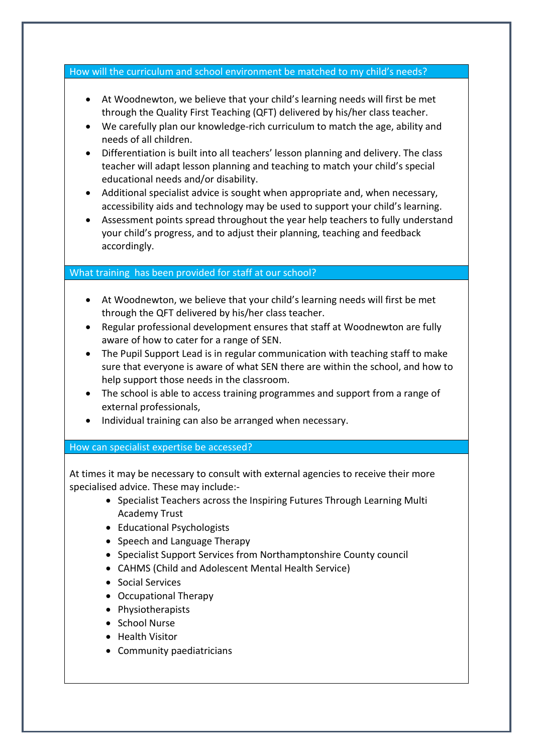## How will the curriculum and school environment be matched to my child's needs?

- At Woodnewton, we believe that your child's learning needs will first be met through the Quality First Teaching (QFT) delivered by his/her class teacher.
- We carefully plan our knowledge-rich curriculum to match the age, ability and needs of all children.
- Differentiation is built into all teachers' lesson planning and delivery. The class teacher will adapt lesson planning and teaching to match your child's special educational needs and/or disability.
- Additional specialist advice is sought when appropriate and, when necessary, accessibility aids and technology may be used to support your child's learning.
- Assessment points spread throughout the year help teachers to fully understand your child's progress, and to adjust their planning, teaching and feedback accordingly.

## What training has been provided for staff at our school?

- At Woodnewton, we believe that your child's learning needs will first be met through the QFT delivered by his/her class teacher.
- Regular professional development ensures that staff at Woodnewton are fully aware of how to cater for a range of SEN.
- The Pupil Support Lead is in regular communication with teaching staff to make sure that everyone is aware of what SEN there are within the school, and how to help support those needs in the classroom.
- The school is able to access training programmes and support from a range of external professionals,
- Individual training can also be arranged when necessary.

## How can specialist expertise be accessed?

At times it may be necessary to consult with external agencies to receive their more specialised advice. These may include:-

- Specialist Teachers across the Inspiring Futures Through Learning Multi Academy Trust
- Educational Psychologists
- Speech and Language Therapy
- Specialist Support Services from Northamptonshire County council
- CAHMS (Child and Adolescent Mental Health Service)
- Social Services
- Occupational Therapy
- Physiotherapists
- School Nurse
- Health Visitor
- Community paediatricians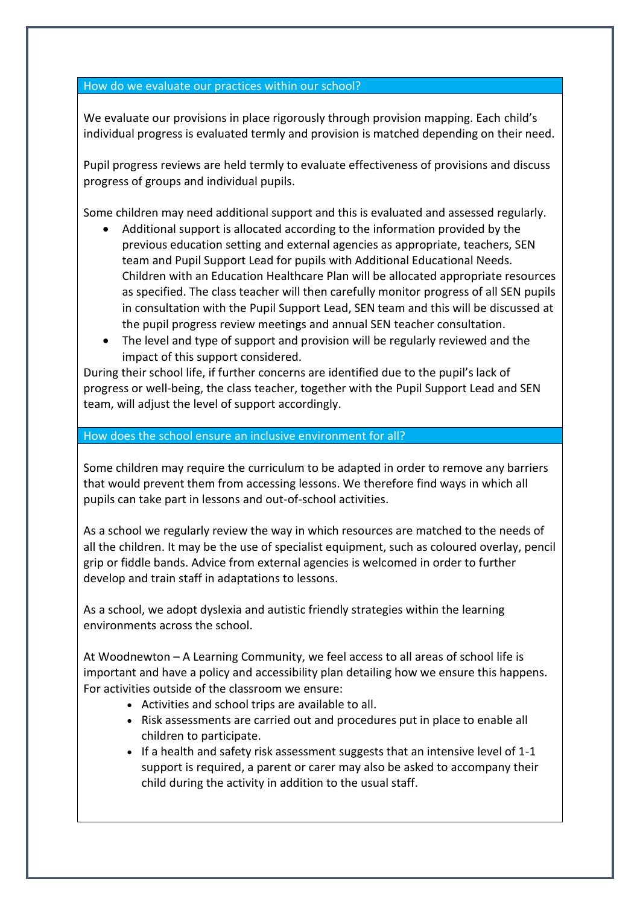## How do we evaluate our practices within our school?

We evaluate our provisions in place rigorously through provision mapping. Each child's individual progress is evaluated termly and provision is matched depending on their need.

Pupil progress reviews are held termly to evaluate effectiveness of provisions and discuss progress of groups and individual pupils.

Some children may need additional support and this is evaluated and assessed regularly.

- Additional support is allocated according to the information provided by the previous education setting and external agencies as appropriate, teachers, SEN team and Pupil Support Lead for pupils with Additional Educational Needs. Children with an Education Healthcare Plan will be allocated appropriate resources as specified. The class teacher will then carefully monitor progress of all SEN pupils in consultation with the Pupil Support Lead, SEN team and this will be discussed at the pupil progress review meetings and annual SEN teacher consultation.
- The level and type of support and provision will be regularly reviewed and the impact of this support considered.

During their school life, if further concerns are identified due to the pupil's lack of progress or well-being, the class teacher, together with the Pupil Support Lead and SEN team, will adjust the level of support accordingly.

## How does the school ensure an inclusive environment for all?

Some children may require the curriculum to be adapted in order to remove any barriers that would prevent them from accessing lessons. We therefore find ways in which all pupils can take part in lessons and out-of-school activities.

As a school we regularly review the way in which resources are matched to the needs of all the children. It may be the use of specialist equipment, such as coloured overlay, pencil grip or fiddle bands. Advice from external agencies is welcomed in order to further develop and train staff in adaptations to lessons.

As a school, we adopt dyslexia and autistic friendly strategies within the learning environments across the school.

At Woodnewton – A Learning Community, we feel access to all areas of school life is important and have a policy and accessibility plan detailing how we ensure this happens. For activities outside of the classroom we ensure:

- Activities and school trips are available to all.
- Risk assessments are carried out and procedures put in place to enable all children to participate.
- If a health and safety risk assessment suggests that an intensive level of 1-1 support is required, a parent or carer may also be asked to accompany their child during the activity in addition to the usual staff.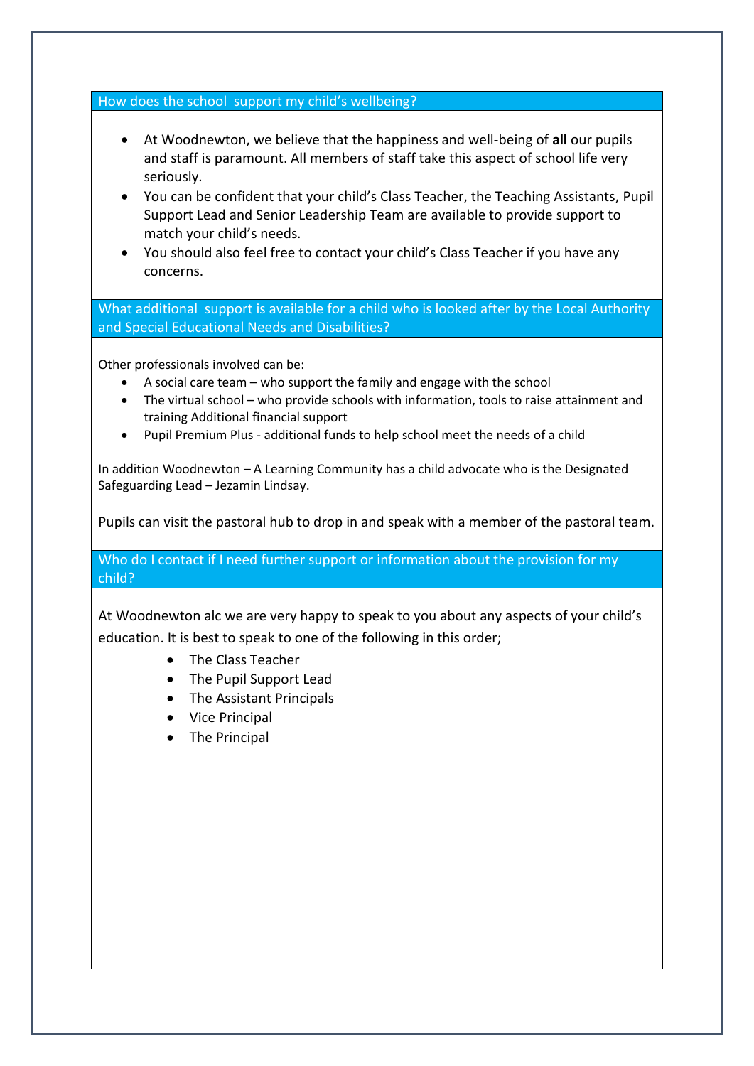## How does the school support my child's wellbeing?

- At Woodnewton, we believe that the happiness and well-being of **all** our pupils and staff is paramount. All members of staff take this aspect of school life very seriously.
- You can be confident that your child's Class Teacher, the Teaching Assistants, Pupil Support Lead and Senior Leadership Team are available to provide support to match your child's needs.
- You should also feel free to contact your child's Class Teacher if you have any concerns.

## What additional support is available for a child who is looked after by the Local Authority and Special Educational Needs and Disabilities?

Other professionals involved can be:

- A social care team – who support the family and engage with the school
- The virtual school – who provide schools with information, tools to raise attainment and training Additional financial support
- Pupil Premium Plus - additional funds to help school meet the needs of a child

In addition Woodnewton – A Learning Community has a child advocate who is the Designated Safeguarding Lead – Jezamin Lindsay.

Pupils can visit the pastoral hub to drop in and speak with a member of the pastoral team.

## Who do I contact if I need further support or information about the provision for my child?

At Woodnewton alc we are very happy to speak to you about any aspects of your child's education. It is best to speak to one of the following in this order;

- The Class Teacher
- The Pupil Support Lead
- The Assistant Principals
- Vice Principal
- The Principal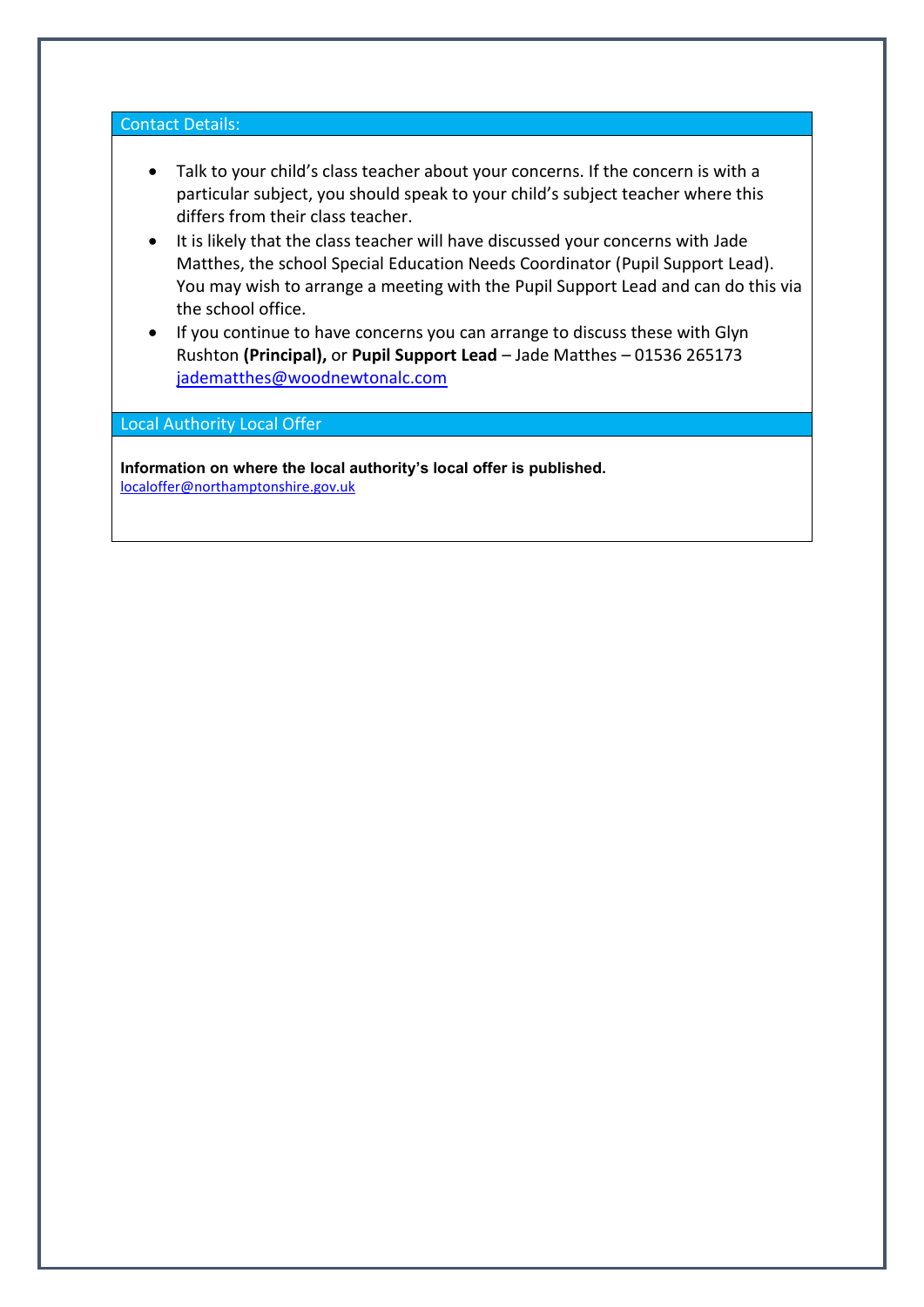## Contact Details:

- Talk to your child's class teacher about your concerns. If the concern is with a particular subject, you should speak to your child's subject teacher where this differs from their class teacher.
- It is likely that the class teacher will have discussed your concerns with Jade Matthes, the school Special Education Needs Coordinator (Pupil Support Lead). You may wish to arrange a meeting with the Pupil Support Lead and can do this via the school office.
- If you continue to have concerns you can arrange to discuss these with Glyn Rushton **(Principal),** or **Pupil Support Lead** – Jade Matthes – 01536 265173 jadematthes@woodnewtonalc.com

## Local Authority Local Offer

**Information on where the local authority's local offer is published.**
localoffer@northamptonshire.gov.uk